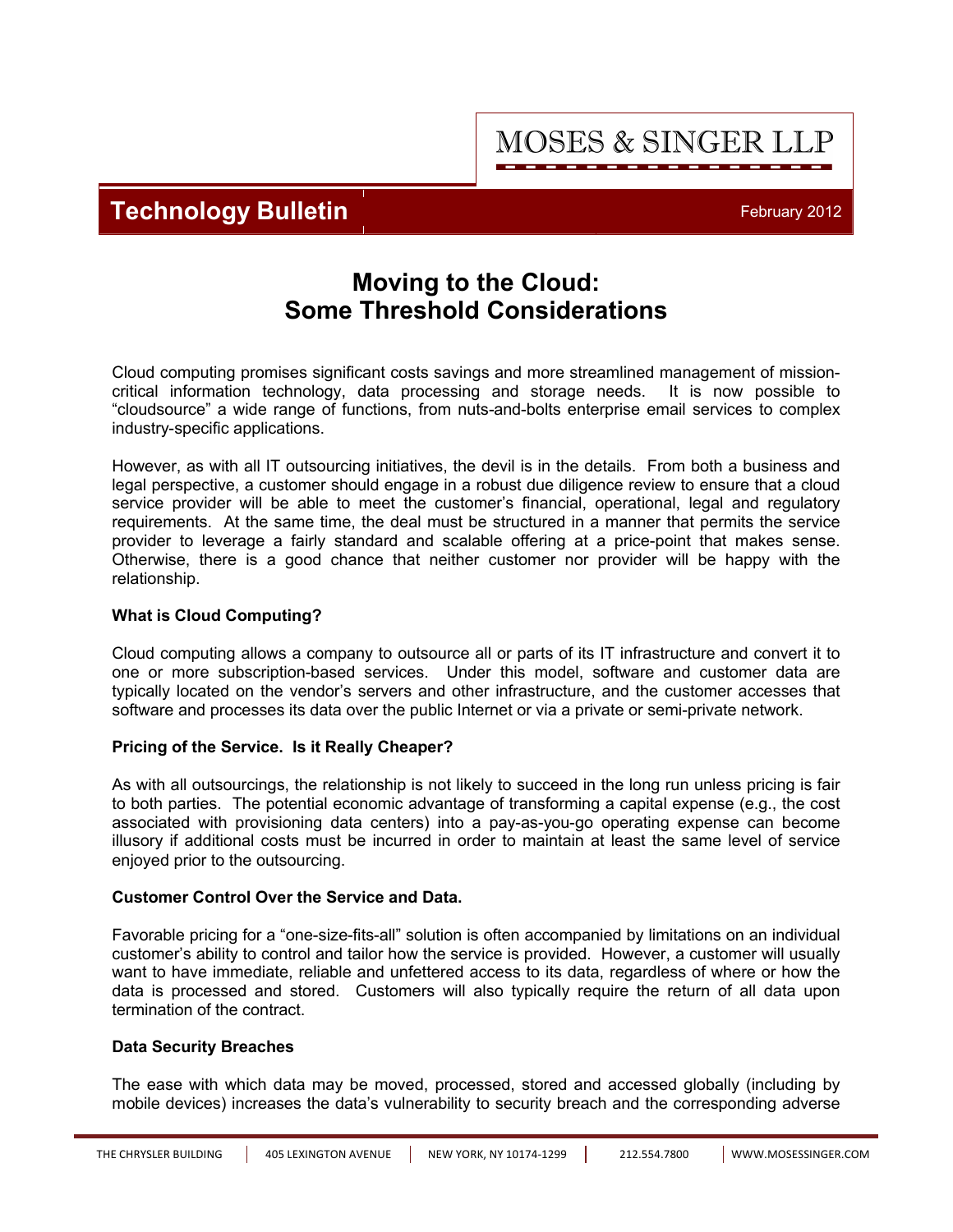MOSES & SINGER LLP

**Technology Bulletin**

February 2012

# Moving to the Cloud: Some Threshold Considerations

Cloud computing promises significant costs savings and more streamlined management of mission-critical information technology, data processing and storage needs. It is now possible to "cloudsource" a wide range of functions, from nuts-and-bolts enterprise email services to complex industry-specific applications.

However, as with all IT outsourcing initiatives, the devil is in the details. From both a business and legal perspective, a customer should engage in a robust due diligence review to ensure that a cloud service provider will be able to meet the customer's financial, operational, legal and regulatory requirements. At the same time, the deal must be structured in a manner that permits the service provider to leverage a fairly standard and scalable offering at a price-point that makes sense. Otherwise, there is a good chance that neither customer nor provider will be happy with the relationship.

**What is Cloud Computing?**

Cloud computing allows a company to outsource all or parts of its IT infrastructure and convert it to one or more subscription-based services. Under this model, software and customer data are typically located on the vendor's servers and other infrastructure, and the customer accesses that software and processes its data over the public Internet or via a private or semi-private network.

**Pricing of the Service. Is it Really Cheaper?**

As with all outsourcings, the relationship is not likely to succeed in the long run unless pricing is fair to both parties. The potential economic advantage of transforming a capital expense (e.g., the cost associated with provisioning data centers) into a pay-as-you-go operating expense can become illusory if additional costs must be incurred in order to maintain at least the same level of service enjoyed prior to the outsourcing.

**Customer Control Over the Service and Data.**

Favorable pricing for a "one-size-fits-all" solution is often accompanied by limitations on an individual customer's ability to control and tailor how the service is provided. However, a customer will usually want to have immediate, reliable and unfettered access to its data, regardless of where or how the data is processed and stored. Customers will also typically require the return of all data upon termination of the contract.

**Data Security Breaches**

The ease with which data may be moved, processed, stored and accessed globally (including by mobile devices) increases the data's vulnerability to security breach and the corresponding adverse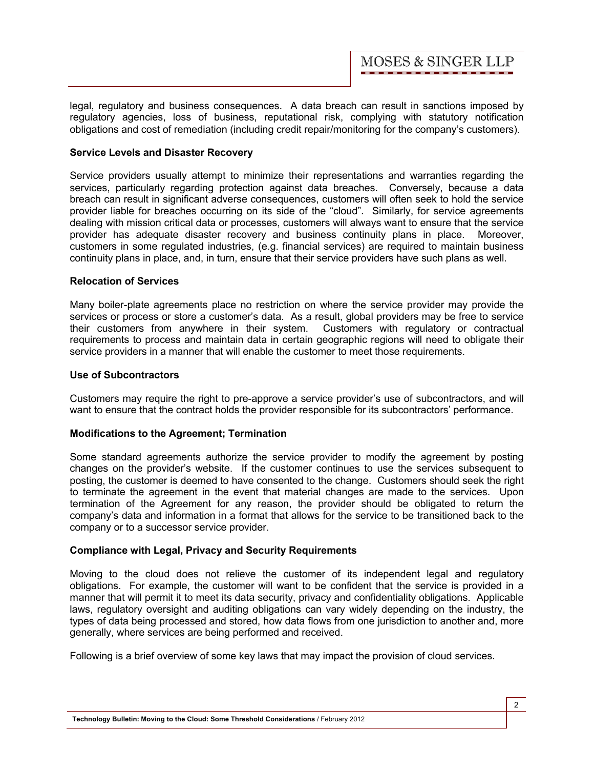legal, regulatory and business consequences. A data breach can result in sanctions imposed by regulatory agencies, loss of business, reputational risk, complying with statutory notification obligations and cost of remediation (including credit repair/monitoring for the company's customers).

**Service Levels and Disaster Recovery**

Service providers usually attempt to minimize their representations and warranties regarding the services, particularly regarding protection against data breaches. Conversely, because a data breach can result in significant adverse consequences, customers will often seek to hold the service provider liable for breaches occurring on its side of the "cloud". Similarly, for service agreements dealing with mission critical data or processes, customers will always want to ensure that the service provider has adequate disaster recovery and business continuity plans in place. Moreover, customers in some regulated industries, (e.g. financial services) are required to maintain business continuity plans in place, and, in turn, ensure that their service providers have such plans as well.

**Relocation of Services**

Many boiler-plate agreements place no restriction on where the service provider may provide the services or process or store a customer's data. As a result, global providers may be free to service their customers from anywhere in their system. Customers with regulatory or contractual requirements to process and maintain data in certain geographic regions will need to obligate their service providers in a manner that will enable the customer to meet those requirements.

**Use of Subcontractors**

Customers may require the right to pre-approve a service provider's use of subcontractors, and will want to ensure that the contract holds the provider responsible for its subcontractors' performance.

**Modifications to the Agreement; Termination**

Some standard agreements authorize the service provider to modify the agreement by posting changes on the provider's website. If the customer continues to use the services subsequent to posting, the customer is deemed to have consented to the change. Customers should seek the right to terminate the agreement in the event that material changes are made to the services. Upon termination of the Agreement for any reason, the provider should be obligated to return the company's data and information in a format that allows for the service to be transitioned back to the company or to a successor service provider.

**Compliance with Legal, Privacy and Security Requirements**

Moving to the cloud does not relieve the customer of its independent legal and regulatory obligations. For example, the customer will want to be confident that the service is provided in a manner that will permit it to meet its data security, privacy and confidentiality obligations. Applicable laws, regulatory oversight and auditing obligations can vary widely depending on the industry, the types of data being processed and stored, how data flows from one jurisdiction to another and, more generally, where services are being performed and received.

Following is a brief overview of some key laws that may impact the provision of cloud services.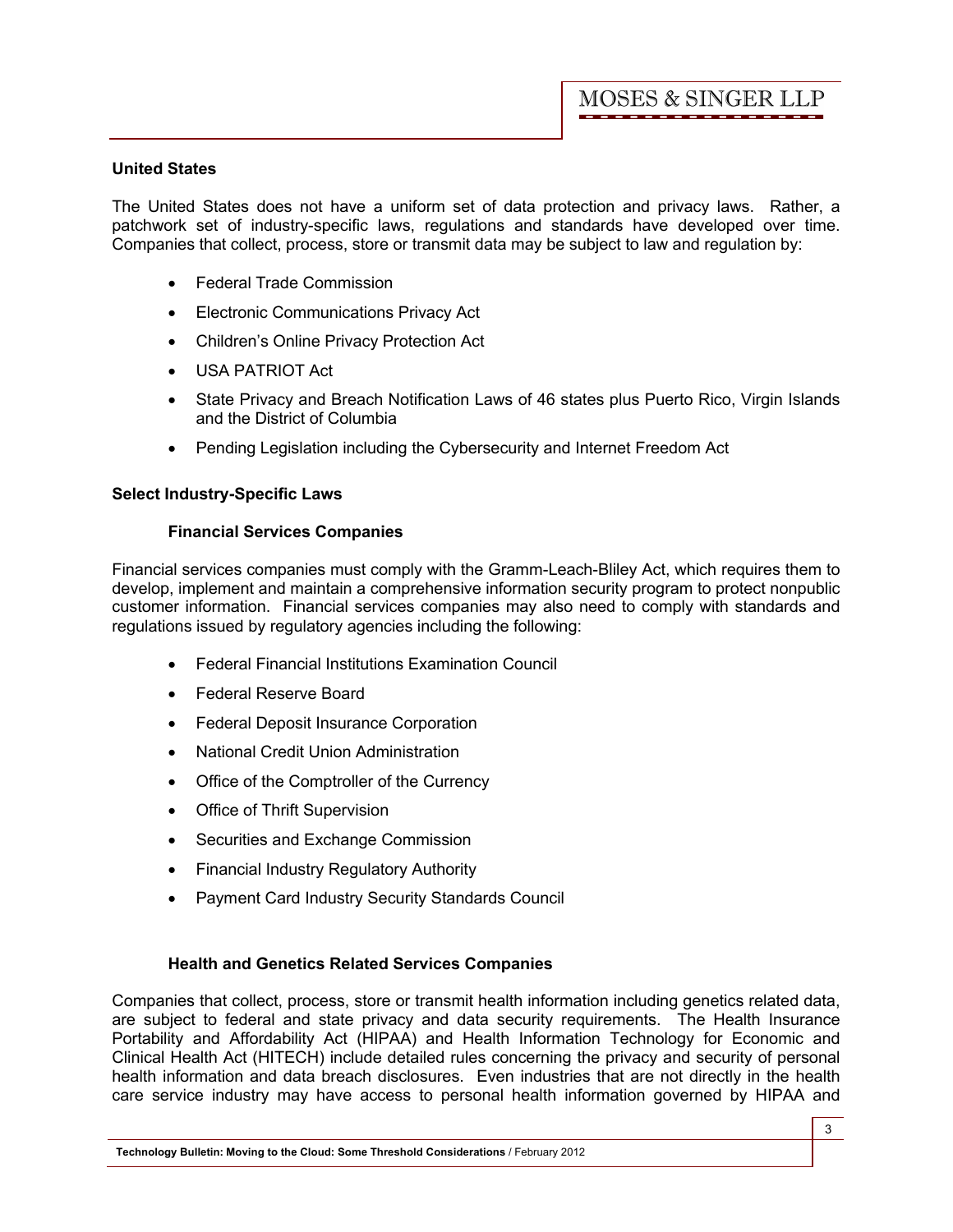**United States**

The United States does not have a uniform set of data protection and privacy laws. Rather, a patchwork set of industry-specific laws, regulations and standards have developed over time. Companies that collect, process, store or transmit data may be subject to law and regulation by:

- Federal Trade Commission
- Electronic Communications Privacy Act
- Children's Online Privacy Protection Act
- USA PATRIOT Act
- State Privacy and Breach Notification Laws of 46 states plus Puerto Rico, Virgin Islands and the District of Columbia
- Pending Legislation including the Cybersecurity and Internet Freedom Act

**Select Industry-Specific Laws**

**Financial Services Companies**

Financial services companies must comply with the Gramm-Leach-Bliley Act, which requires them to develop, implement and maintain a comprehensive information security program to protect nonpublic customer information. Financial services companies may also need to comply with standards and regulations issued by regulatory agencies including the following:

- Federal Financial Institutions Examination Council
- Federal Reserve Board
- Federal Deposit Insurance Corporation
- National Credit Union Administration
- Office of the Comptroller of the Currency
- Office of Thrift Supervision
- Securities and Exchange Commission
- Financial Industry Regulatory Authority
- Payment Card Industry Security Standards Council

**Health and Genetics Related Services Companies**

Companies that collect, process, store or transmit health information including genetics related data, are subject to federal and state privacy and data security requirements. The Health Insurance Portability and Affordability Act (HIPAA) and Health Information Technology for Economic and Clinical Health Act (HITECH) include detailed rules concerning the privacy and security of personal health information and data breach disclosures. Even industries that are not directly in the health care service industry may have access to personal health information governed by HIPAA and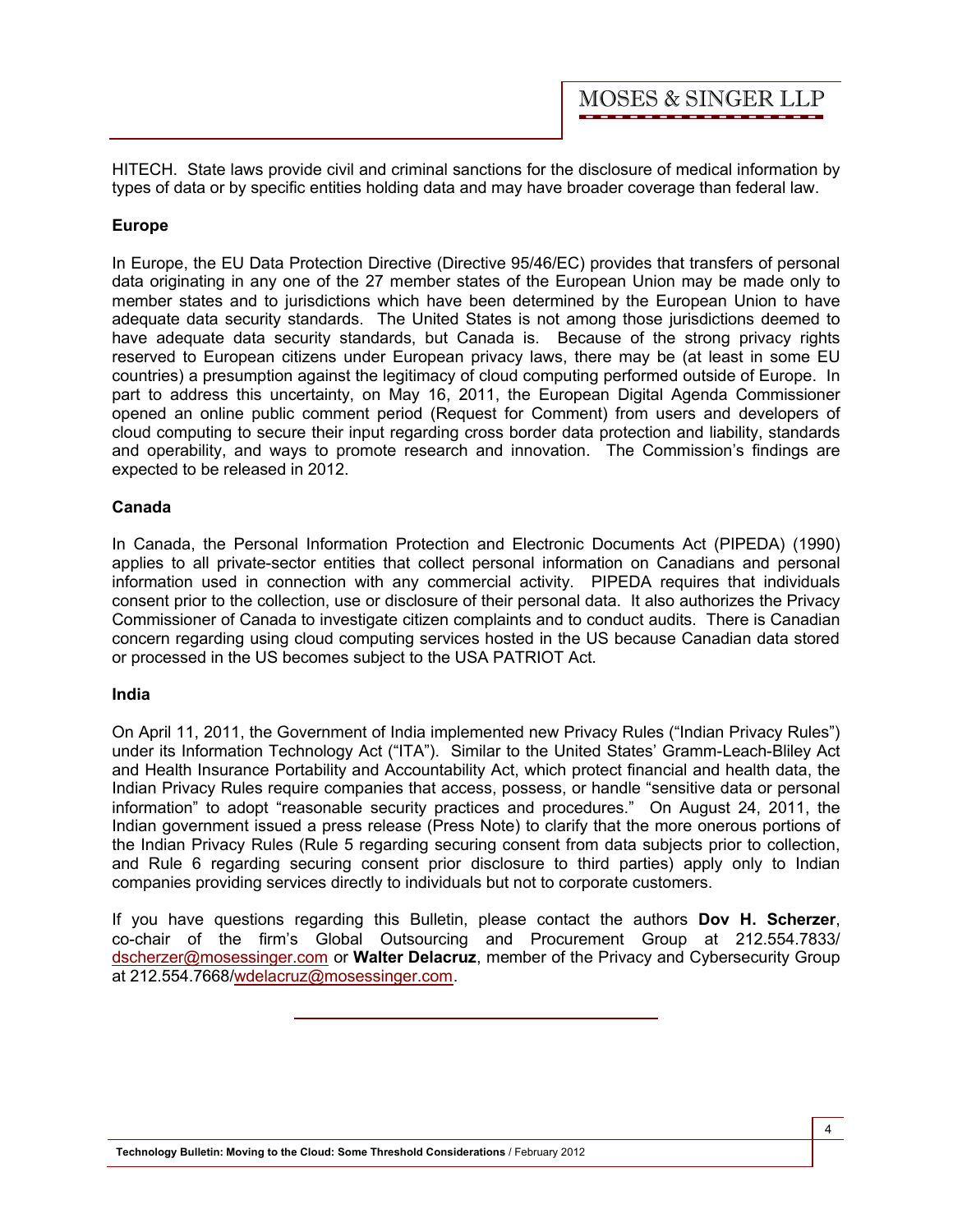HITECH. State laws provide civil and criminal sanctions for the disclosure of medical information by types of data or by specific entities holding data and may have broader coverage than federal law.

**Europe**

In Europe, the EU Data Protection Directive (Directive 95/46/EC) provides that transfers of personal data originating in any one of the 27 member states of the European Union may be made only to member states and to jurisdictions which have been determined by the European Union to have adequate data security standards. The United States is not among those jurisdictions deemed to have adequate data security standards, but Canada is. Because of the strong privacy rights reserved to European citizens under European privacy laws, there may be (at least in some EU countries) a presumption against the legitimacy of cloud computing performed outside of Europe. In part to address this uncertainty, on May 16, 2011, the European Digital Agenda Commissioner opened an online public comment period (Request for Comment) from users and developers of cloud computing to secure their input regarding cross border data protection and liability, standards and operability, and ways to promote research and innovation. The Commission's findings are expected to be released in 2012.

**Canada**

In Canada, the Personal Information Protection and Electronic Documents Act (PIPEDA) (1990) applies to all private-sector entities that collect personal information on Canadians and personal information used in connection with any commercial activity. PIPEDA requires that individuals consent prior to the collection, use or disclosure of their personal data. It also authorizes the Privacy Commissioner of Canada to investigate citizen complaints and to conduct audits. There is Canadian concern regarding using cloud computing services hosted in the US because Canadian data stored or processed in the US becomes subject to the USA PATRIOT Act.

**India**

On April 11, 2011, the Government of India implemented new Privacy Rules ("Indian Privacy Rules") under its Information Technology Act ("ITA"). Similar to the United States' Gramm-Leach-Bliley Act and Health Insurance Portability and Accountability Act, which protect financial and health data, the Indian Privacy Rules require companies that access, possess, or handle "sensitive data or personal information" to adopt "reasonable security practices and procedures." On August 24, 2011, the Indian government issued a press release (Press Note) to clarify that the more onerous portions of the Indian Privacy Rules (Rule 5 regarding securing consent from data subjects prior to collection, and Rule 6 regarding securing consent prior disclosure to third parties) apply only to Indian companies providing services directly to individuals but not to corporate customers.

If you have questions regarding this Bulletin, please contact the authors **Dov H. Scherzer**, co-chair of the firm's Global Outsourcing and Procurement Group at 212.554.7833/ dscherzer@mosessinger.com or **Walter Delacruz**, member of the Privacy and Cybersecurity Group at 212.554.7668/wdelacruz@mosessinger.com.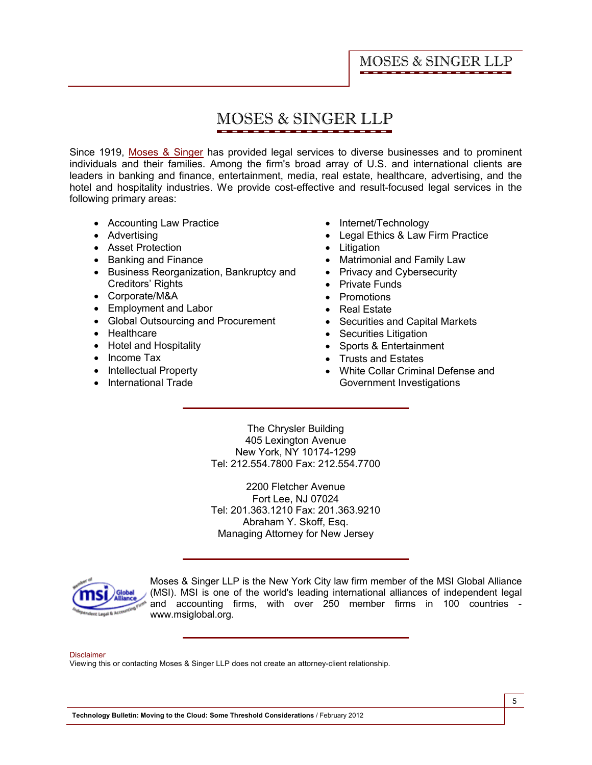# MOSES & SINGER LLP

Since 1919, Moses & Singer has provided legal services to diverse businesses and to prominent individuals and their families. Among the firm's broad array of U.S. and international clients are leaders in banking and finance, entertainment, media, real estate, healthcare, advertising, and the hotel and hospitality industries. We provide cost-effective and result-focused legal services in the following primary areas:

- Accounting Law Practice
- Advertising
- Asset Protection
- Banking and Finance
- Business Reorganization, Bankruptcy and Creditors' Rights
- Corporate/M&A
- Employment and Labor
- Global Outsourcing and Procurement
- Healthcare
- Hotel and Hospitality
- Income Tax
- Intellectual Property
- International Trade
- Internet/Technology
- Legal Ethics & Law Firm Practice
- Litigation
- Matrimonial and Family Law
- Privacy and Cybersecurity
- Private Funds
- Promotions
- Real Estate
- Securities and Capital Markets
- Securities Litigation
- Sports & Entertainment
- Trusts and Estates
- White Collar Criminal Defense and Government Investigations

---

The Chrysler Building
405 Lexington Avenue
New York, NY 10174-1299
Tel: 212.554.7800 Fax: 212.554.7700

2200 Fletcher Avenue
Fort Lee, NJ 07024
Tel: 201.363.1210 Fax: 201.363.9210
Abraham Y. Skoff, Esq.
Managing Attorney for New Jersey

---

Moses & Singer LLP is the New York City law firm member of the MSI Global Alliance (MSI). MSI is one of the world's leading international alliances of independent legal and accounting firms, with over 250 member firms in 100 countries - www.msiglobal.org.

---

Disclaimer

Viewing this or contacting Moses & Singer LLP does not create an attorney-client relationship.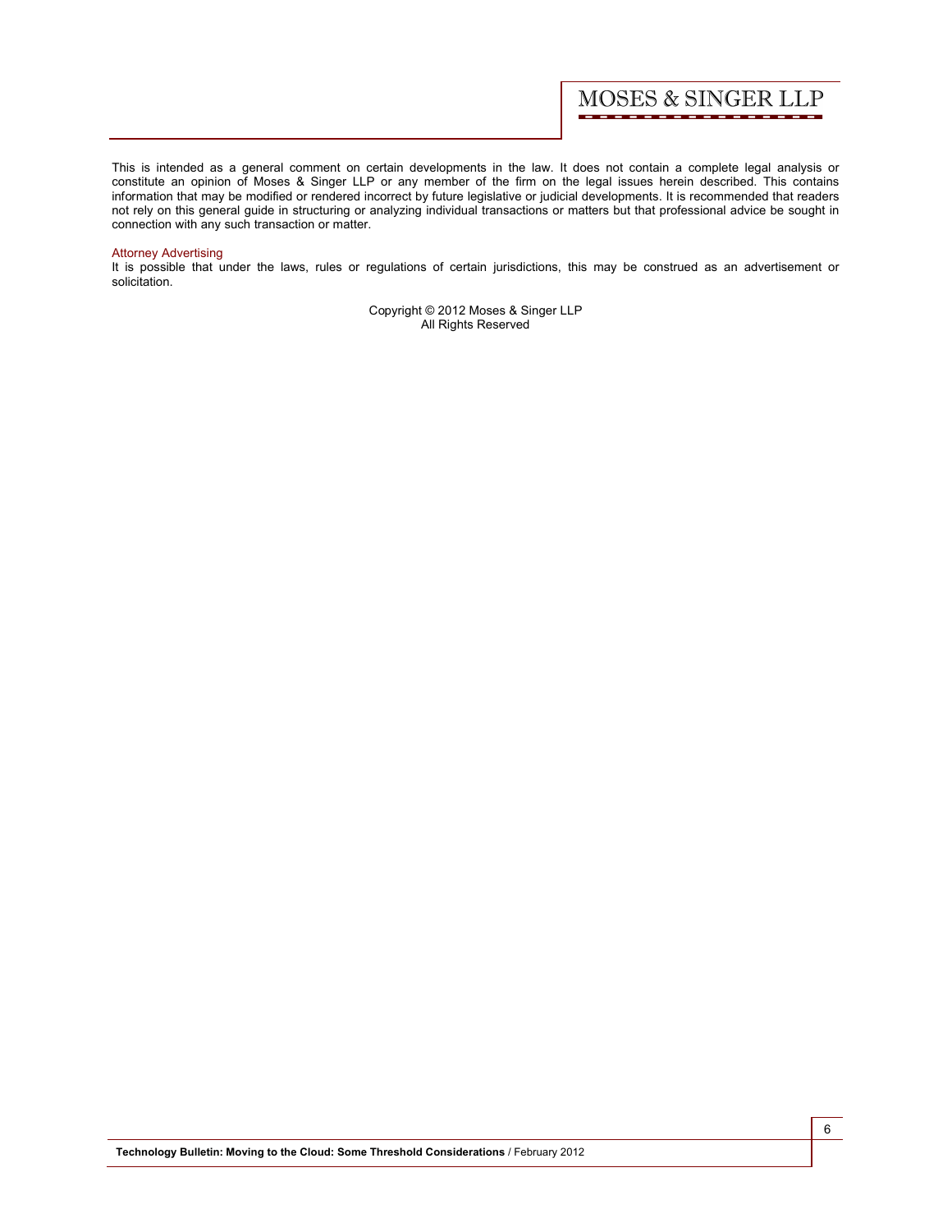This is intended as a general comment on certain developments in the law. It does not contain a complete legal analysis or constitute an opinion of Moses & Singer LLP or any member of the firm on the legal issues herein described. This contains information that may be modified or rendered incorrect by future legislative or judicial developments. It is recommended that readers not rely on this general guide in structuring or analyzing individual transactions or matters but that professional advice be sought in connection with any such transaction or matter.

Attorney Advertising

It is possible that under the laws, rules or regulations of certain jurisdictions, this may be construed as an advertisement or solicitation.

Copyright © 2012 Moses & Singer LLP
All Rights Reserved